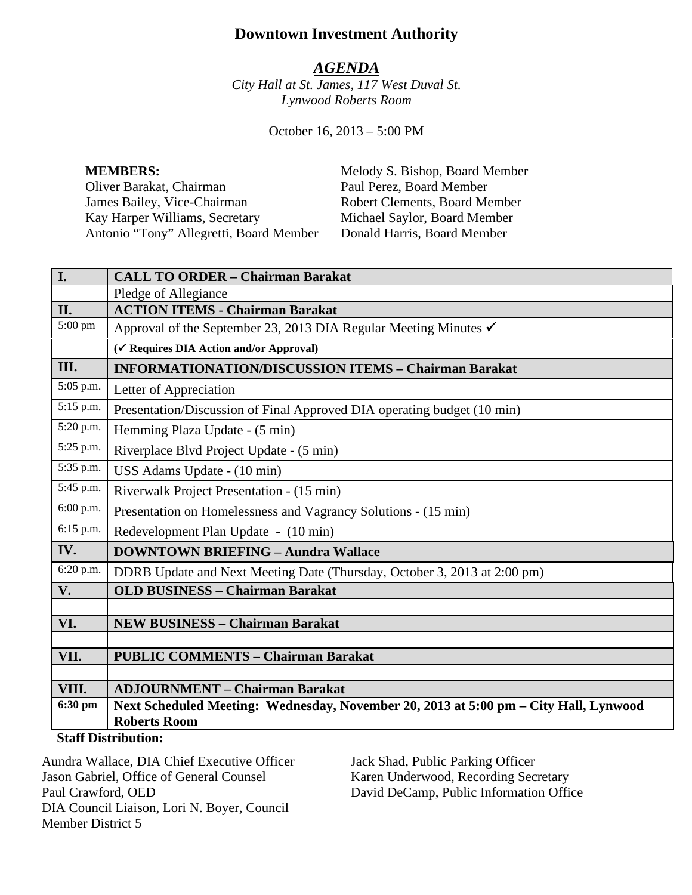# Downtown Investment Authority

## *AGENDA*

*City Hall at St. James, 117 West Duval St.*
*Lynwood Roberts Room*

October 16, 2013 – 5:00 PM

**MEMBERS:**
Oliver Barakat, Chairman
James Bailey, Vice-Chairman
Kay Harper Williams, Secretary
Antonio "Tony" Allegretti, Board Member
Melody S. Bishop, Board Member
Paul Perez, Board Member
Robert Clements, Board Member
Michael Saylor, Board Member
Donald Harris, Board Member

| | |
|---|---|
| **I.** | **CALL TO ORDER – Chairman Barakat** |
| | Pledge of Allegiance |
| **II.** | **ACTION ITEMS - Chairman Barakat** |
| 5:00 pm | Approval of the September 23, 2013 DIA Regular Meeting Minutes ✔ |
| | **(✔ Requires DIA Action and/or Approval)** |
| **III.** | **INFORMATIONATION/DISCUSSION ITEMS – Chairman Barakat** |
| 5:05 p.m. | Letter of Appreciation |
| 5:15 p.m. | Presentation/Discussion of Final Approved DIA operating budget (10 min) |
| 5:20 p.m. | Hemming Plaza Update - (5 min) |
| 5:25 p.m. | Riverplace Blvd Project Update - (5 min) |
| 5:35 p.m. | USS Adams Update - (10 min) |
| 5:45 p.m. | Riverwalk Project Presentation - (15 min) |
| 6:00 p.m. | Presentation on Homelessness and Vagrancy Solutions - (15 min) |
| 6:15 p.m. | Redevelopment Plan Update - (10 min) |
| **IV.** | **DOWNTOWN BRIEFING – Aundra Wallace** |
| 6:20 p.m. | DDRB Update and Next Meeting Date (Thursday, October 3, 2013 at 2:00 pm) |
| **V.** | **OLD BUSINESS – Chairman Barakat** |
| | |
| **VI.** | **NEW BUSINESS – Chairman Barakat** |
| | |
| **VII.** | **PUBLIC COMMENTS – Chairman Barakat** |
| | |
| **VIII.** | **ADJOURNMENT – Chairman Barakat** |
| **6:30 pm** | **Next Scheduled Meeting: Wednesday, November 20, 2013 at 5:00 pm – City Hall, Lynwood Roberts Room** |

**Staff Distribution:**

Aundra Wallace, DIA Chief Executive Officer
Jason Gabriel, Office of General Counsel
Paul Crawford, OED
DIA Council Liaison, Lori N. Boyer, Council Member District 5
Jack Shad, Public Parking Officer
Karen Underwood, Recording Secretary
David DeCamp, Public Information Office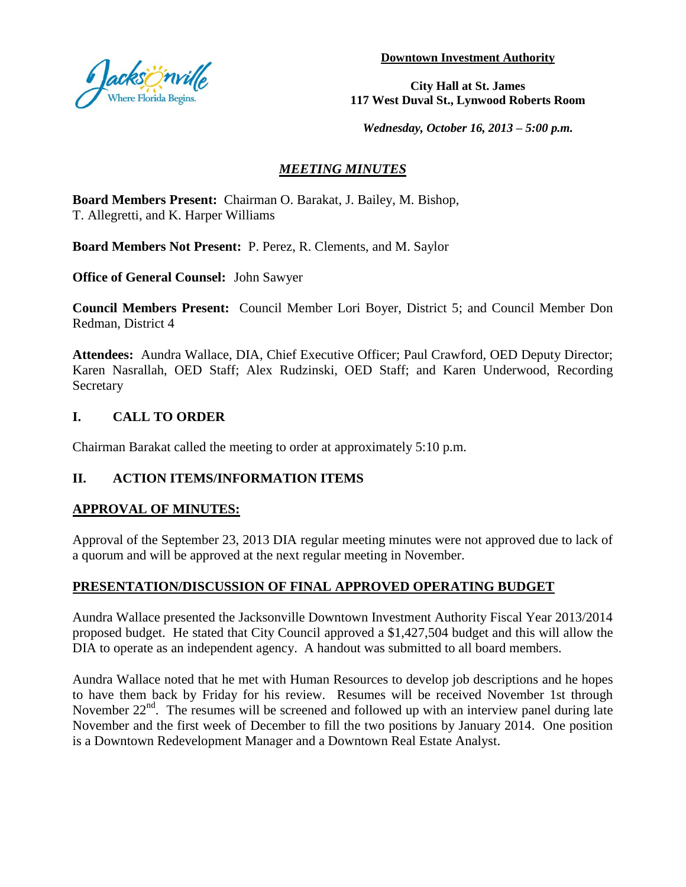**Downtown Investment Authority**

**City Hall at St. James**
**117 West Duval St., Lynwood Roberts Room**

*Wednesday, October 16, 2013 – 5:00 p.m.*

# *MEETING MINUTES*

**Board Members Present:** Chairman O. Barakat, J. Bailey, M. Bishop, T. Allegretti, and K. Harper Williams

**Board Members Not Present:** P. Perez, R. Clements, and M. Saylor

**Office of General Counsel:** John Sawyer

**Council Members Present:** Council Member Lori Boyer, District 5; and Council Member Don Redman, District 4

**Attendees:** Aundra Wallace, DIA, Chief Executive Officer; Paul Crawford, OED Deputy Director; Karen Nasrallah, OED Staff; Alex Rudzinski, OED Staff; and Karen Underwood, Recording Secretary

## I. CALL TO ORDER

Chairman Barakat called the meeting to order at approximately 5:10 p.m.

## II. ACTION ITEMS/INFORMATION ITEMS

### APPROVAL OF MINUTES:

Approval of the September 23, 2013 DIA regular meeting minutes were not approved due to lack of a quorum and will be approved at the next regular meeting in November.

### PRESENTATION/DISCUSSION OF FINAL APPROVED OPERATING BUDGET

Aundra Wallace presented the Jacksonville Downtown Investment Authority Fiscal Year 2013/2014 proposed budget. He stated that City Council approved a $1,427,504 budget and this will allow the DIA to operate as an independent agency. A handout was submitted to all board members.

Aundra Wallace noted that he met with Human Resources to develop job descriptions and he hopes to have them back by Friday for his review. Resumes will be received November 1st through November 22nd. The resumes will be screened and followed up with an interview panel during late November and the first week of December to fill the two positions by January 2014. One position is a Downtown Redevelopment Manager and a Downtown Real Estate Analyst.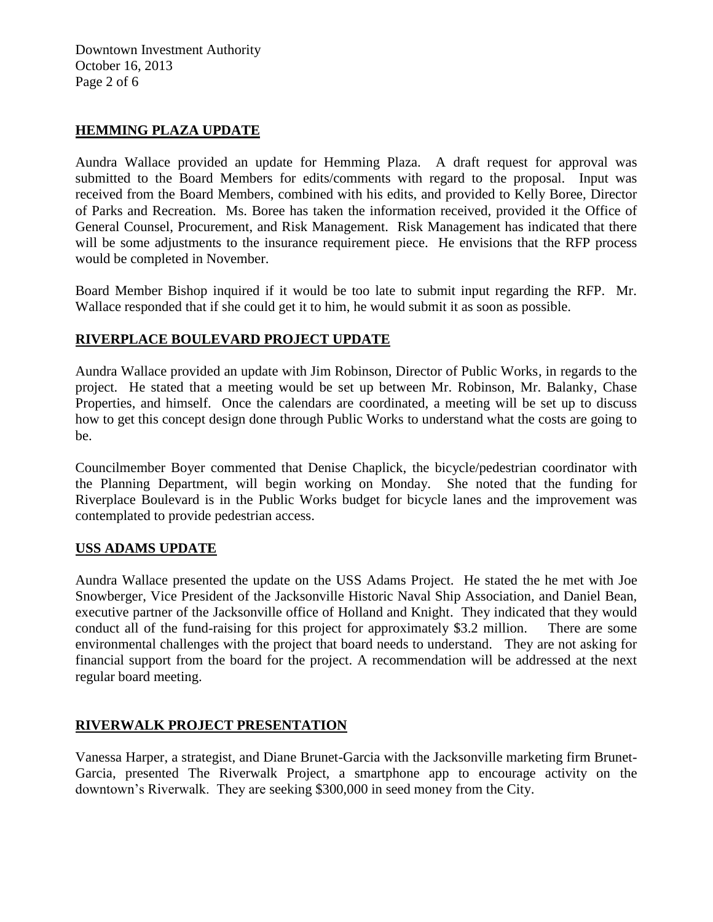## HEMMING PLAZA UPDATE

Aundra Wallace provided an update for Hemming Plaza. A draft request for approval was submitted to the Board Members for edits/comments with regard to the proposal. Input was received from the Board Members, combined with his edits, and provided to Kelly Boree, Director of Parks and Recreation. Ms. Boree has taken the information received, provided it the Office of General Counsel, Procurement, and Risk Management. Risk Management has indicated that there will be some adjustments to the insurance requirement piece. He envisions that the RFP process would be completed in November.

Board Member Bishop inquired if it would be too late to submit input regarding the RFP. Mr. Wallace responded that if she could get it to him, he would submit it as soon as possible.

## RIVERPLACE BOULEVARD PROJECT UPDATE

Aundra Wallace provided an update with Jim Robinson, Director of Public Works, in regards to the project. He stated that a meeting would be set up between Mr. Robinson, Mr. Balanky, Chase Properties, and himself. Once the calendars are coordinated, a meeting will be set up to discuss how to get this concept design done through Public Works to understand what the costs are going to be.

Councilmember Boyer commented that Denise Chaplick, the bicycle/pedestrian coordinator with the Planning Department, will begin working on Monday. She noted that the funding for Riverplace Boulevard is in the Public Works budget for bicycle lanes and the improvement was contemplated to provide pedestrian access.

## USS ADAMS UPDATE

Aundra Wallace presented the update on the USS Adams Project. He stated the he met with Joe Snowberger, Vice President of the Jacksonville Historic Naval Ship Association, and Daniel Bean, executive partner of the Jacksonville office of Holland and Knight. They indicated that they would conduct all of the fund-raising for this project for approximately $3.2 million. There are some environmental challenges with the project that board needs to understand. They are not asking for financial support from the board for the project. A recommendation will be addressed at the next regular board meeting.

## RIVERWALK PROJECT PRESENTATION

Vanessa Harper, a strategist, and Diane Brunet-Garcia with the Jacksonville marketing firm Brunet-Garcia, presented The Riverwalk Project, a smartphone app to encourage activity on the downtown's Riverwalk. They are seeking $300,000 in seed money from the City.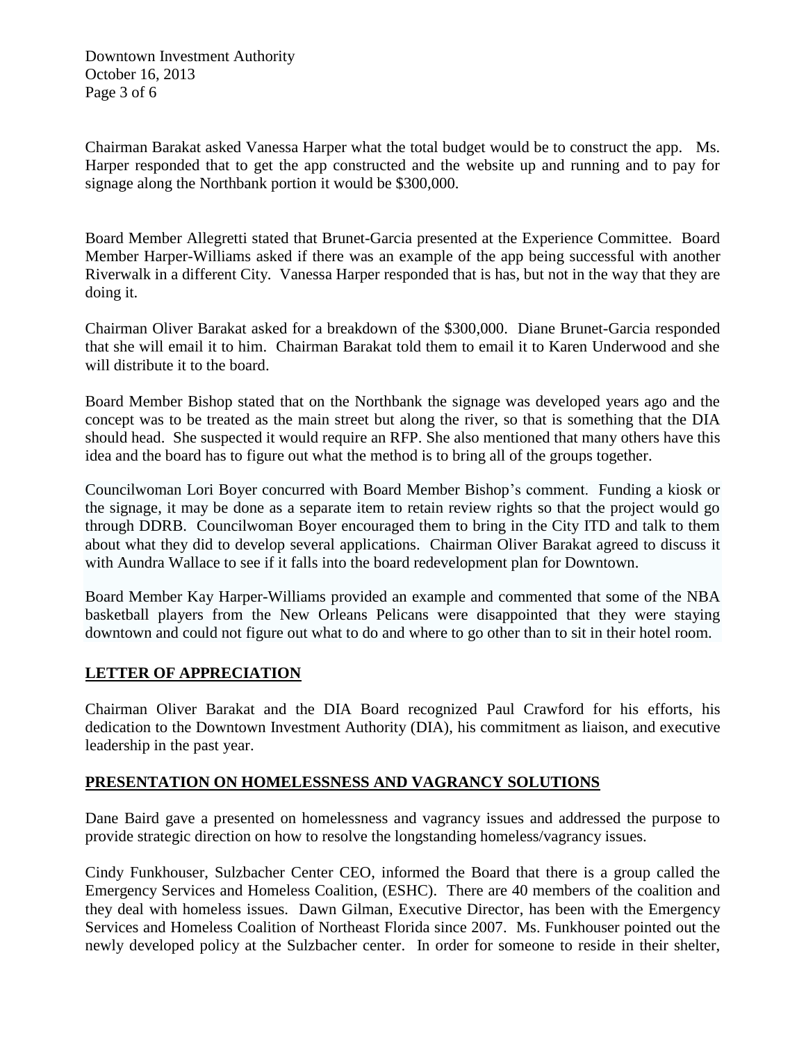Chairman Barakat asked Vanessa Harper what the total budget would be to construct the app. Ms. Harper responded that to get the app constructed and the website up and running and to pay for signage along the Northbank portion it would be $300,000.

Board Member Allegretti stated that Brunet-Garcia presented at the Experience Committee. Board Member Harper-Williams asked if there was an example of the app being successful with another Riverwalk in a different City. Vanessa Harper responded that is has, but not in the way that they are doing it.

Chairman Oliver Barakat asked for a breakdown of the $300,000. Diane Brunet-Garcia responded that she will email it to him. Chairman Barakat told them to email it to Karen Underwood and she will distribute it to the board.

Board Member Bishop stated that on the Northbank the signage was developed years ago and the concept was to be treated as the main street but along the river, so that is something that the DIA should head. She suspected it would require an RFP. She also mentioned that many others have this idea and the board has to figure out what the method is to bring all of the groups together.

Councilwoman Lori Boyer concurred with Board Member Bishop's comment. Funding a kiosk or the signage, it may be done as a separate item to retain review rights so that the project would go through DDRB. Councilwoman Boyer encouraged them to bring in the City ITD and talk to them about what they did to develop several applications. Chairman Oliver Barakat agreed to discuss it with Aundra Wallace to see if it falls into the board redevelopment plan for Downtown.

Board Member Kay Harper-Williams provided an example and commented that some of the NBA basketball players from the New Orleans Pelicans were disappointed that they were staying downtown and could not figure out what to do and where to go other than to sit in their hotel room.

## LETTER OF APPRECIATION

Chairman Oliver Barakat and the DIA Board recognized Paul Crawford for his efforts, his dedication to the Downtown Investment Authority (DIA), his commitment as liaison, and executive leadership in the past year.

## PRESENTATION ON HOMELESSNESS AND VAGRANCY SOLUTIONS

Dane Baird gave a presented on homelessness and vagrancy issues and addressed the purpose to provide strategic direction on how to resolve the longstanding homeless/vagrancy issues.

Cindy Funkhouser, Sulzbacher Center CEO, informed the Board that there is a group called the Emergency Services and Homeless Coalition, (ESHC). There are 40 members of the coalition and they deal with homeless issues. Dawn Gilman, Executive Director, has been with the Emergency Services and Homeless Coalition of Northeast Florida since 2007. Ms. Funkhouser pointed out the newly developed policy at the Sulzbacher center. In order for someone to reside in their shelter,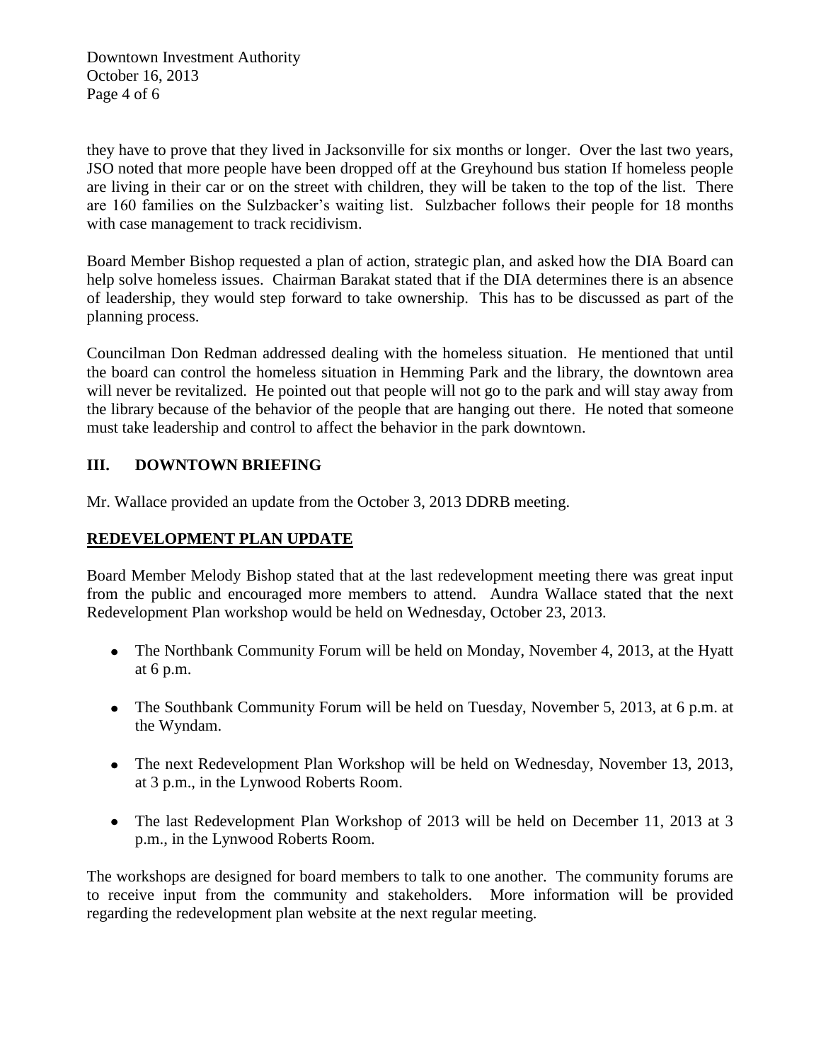they have to prove that they lived in Jacksonville for six months or longer. Over the last two years, JSO noted that more people have been dropped off at the Greyhound bus station If homeless people are living in their car or on the street with children, they will be taken to the top of the list. There are 160 families on the Sulzbacker's waiting list. Sulzbacher follows their people for 18 months with case management to track recidivism.

Board Member Bishop requested a plan of action, strategic plan, and asked how the DIA Board can help solve homeless issues. Chairman Barakat stated that if the DIA determines there is an absence of leadership, they would step forward to take ownership. This has to be discussed as part of the planning process.

Councilman Don Redman addressed dealing with the homeless situation. He mentioned that until the board can control the homeless situation in Hemming Park and the library, the downtown area will never be revitalized. He pointed out that people will not go to the park and will stay away from the library because of the behavior of the people that are hanging out there. He noted that someone must take leadership and control to affect the behavior in the park downtown.

## III. DOWNTOWN BRIEFING

Mr. Wallace provided an update from the October 3, 2013 DDRB meeting.

**REDEVELOPMENT PLAN UPDATE**

Board Member Melody Bishop stated that at the last redevelopment meeting there was great input from the public and encouraged more members to attend. Aundra Wallace stated that the next Redevelopment Plan workshop would be held on Wednesday, October 23, 2013.

- The Northbank Community Forum will be held on Monday, November 4, 2013, at the Hyatt at 6 p.m.
- The Southbank Community Forum will be held on Tuesday, November 5, 2013, at 6 p.m. at the Wyndam.
- The next Redevelopment Plan Workshop will be held on Wednesday, November 13, 2013, at 3 p.m., in the Lynwood Roberts Room.
- The last Redevelopment Plan Workshop of 2013 will be held on December 11, 2013 at 3 p.m., in the Lynwood Roberts Room.

The workshops are designed for board members to talk to one another. The community forums are to receive input from the community and stakeholders. More information will be provided regarding the redevelopment plan website at the next regular meeting.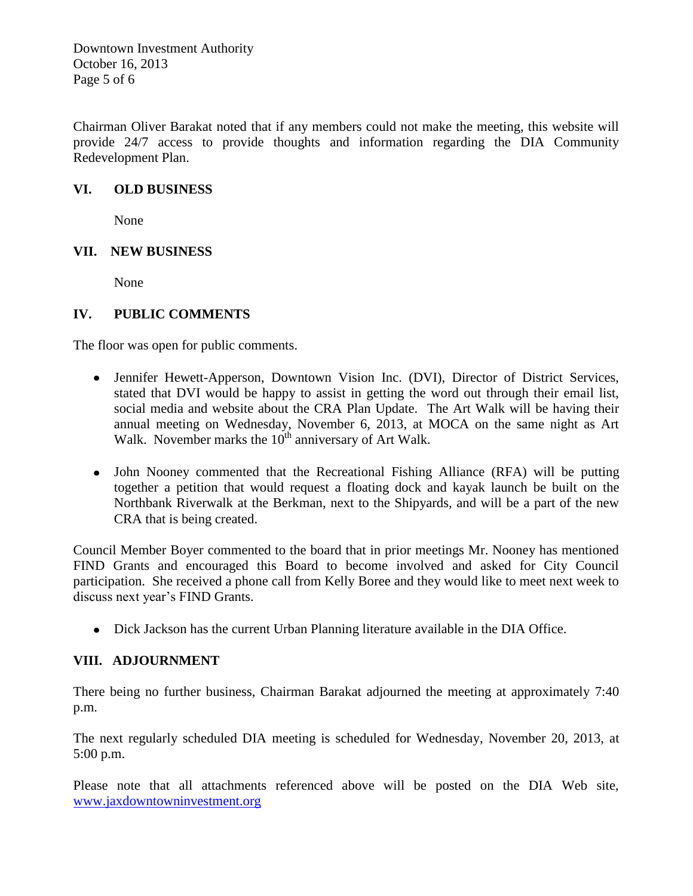Chairman Oliver Barakat noted that if any members could not make the meeting, this website will provide 24/7 access to provide thoughts and information regarding the DIA Community Redevelopment Plan.

## VI. OLD BUSINESS

None

## VII. NEW BUSINESS

None

## IV. PUBLIC COMMENTS

The floor was open for public comments.

- Jennifer Hewett-Apperson, Downtown Vision Inc. (DVI), Director of District Services, stated that DVI would be happy to assist in getting the word out through their email list, social media and website about the CRA Plan Update. The Art Walk will be having their annual meeting on Wednesday, November 6, 2013, at MOCA on the same night as Art Walk. November marks the 10th anniversary of Art Walk.

- John Nooney commented that the Recreational Fishing Alliance (RFA) will be putting together a petition that would request a floating dock and kayak launch be built on the Northbank Riverwalk at the Berkman, next to the Shipyards, and will be a part of the new CRA that is being created.

Council Member Boyer commented to the board that in prior meetings Mr. Nooney has mentioned FIND Grants and encouraged this Board to become involved and asked for City Council participation. She received a phone call from Kelly Boree and they would like to meet next week to discuss next year's FIND Grants.

- Dick Jackson has the current Urban Planning literature available in the DIA Office.

## VIII. ADJOURNMENT

There being no further business, Chairman Barakat adjourned the meeting at approximately 7:40 p.m.

The next regularly scheduled DIA meeting is scheduled for Wednesday, November 20, 2013, at 5:00 p.m.

Please note that all attachments referenced above will be posted on the DIA Web site, www.jaxdowntowninvestment.org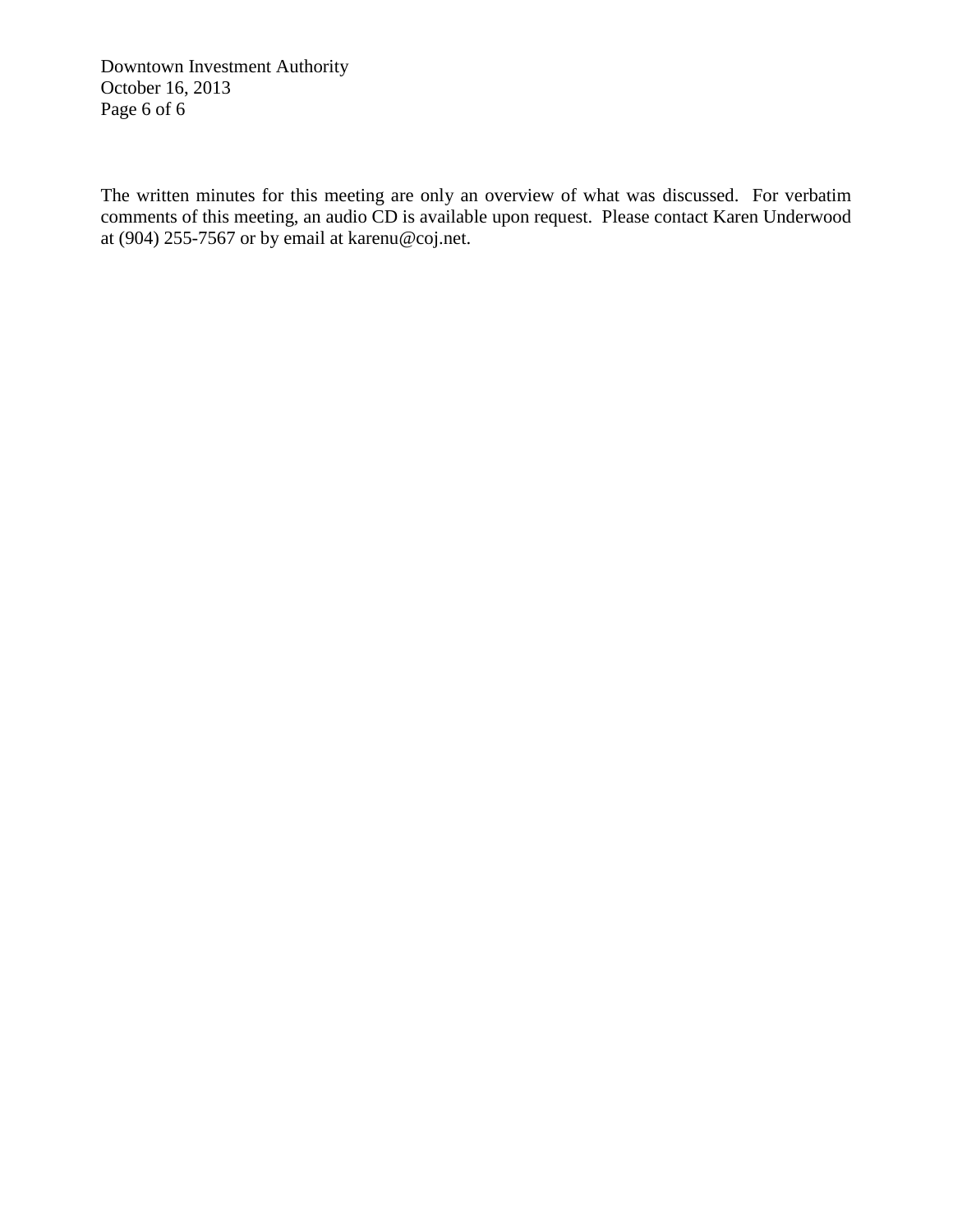The written minutes for this meeting are only an overview of what was discussed. For verbatim comments of this meeting, an audio CD is available upon request. Please contact Karen Underwood at (904) 255-7567 or by email at karenu@coj.net.